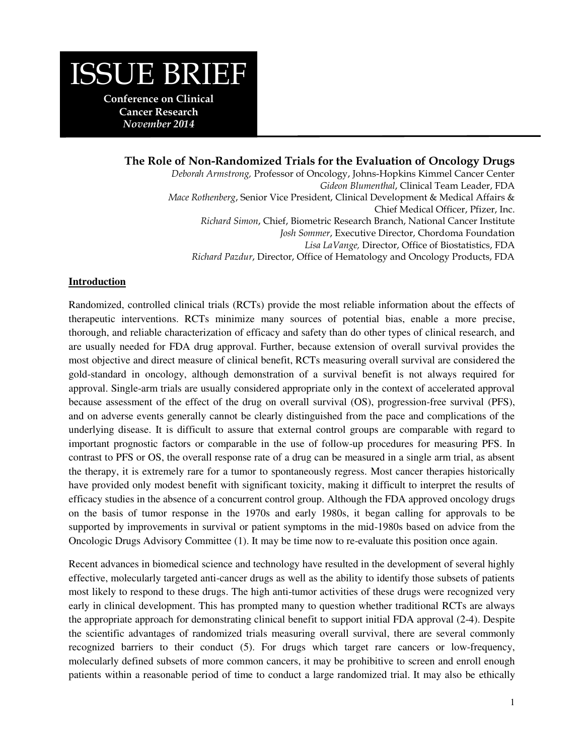# ISSUE BRIEF

**Conference on Clinical Cancer Research**
***November 2014***

## The Role of Non-Randomized Trials for the Evaluation of Oncology Drugs

*Deborah Armstrong,* Professor of Oncology, Johns-Hopkins Kimmel Cancer Center
*Gideon Blumenthal*, Clinical Team Leader, FDA
*Mace Rothenberg*, Senior Vice President, Clinical Development & Medical Affairs & Chief Medical Officer, Pfizer, Inc.
*Richard Simon*, Chief, Biometric Research Branch, National Cancer Institute
*Josh Sommer*, Executive Director, Chordoma Foundation
*Lisa LaVange,* Director, Office of Biostatistics, FDA
*Richard Pazdur*, Director, Office of Hematology and Oncology Products, FDA

### Introduction

Randomized, controlled clinical trials (RCTs) provide the most reliable information about the effects of therapeutic interventions. RCTs minimize many sources of potential bias, enable a more precise, thorough, and reliable characterization of efficacy and safety than do other types of clinical research, and are usually needed for FDA drug approval. Further, because extension of overall survival provides the most objective and direct measure of clinical benefit, RCTs measuring overall survival are considered the gold-standard in oncology, although demonstration of a survival benefit is not always required for approval. Single-arm trials are usually considered appropriate only in the context of accelerated approval because assessment of the effect of the drug on overall survival (OS), progression-free survival (PFS), and on adverse events generally cannot be clearly distinguished from the pace and complications of the underlying disease. It is difficult to assure that external control groups are comparable with regard to important prognostic factors or comparable in the use of follow-up procedures for measuring PFS. In contrast to PFS or OS, the overall response rate of a drug can be measured in a single arm trial, as absent the therapy, it is extremely rare for a tumor to spontaneously regress. Most cancer therapies historically have provided only modest benefit with significant toxicity, making it difficult to interpret the results of efficacy studies in the absence of a concurrent control group. Although the FDA approved oncology drugs on the basis of tumor response in the 1970s and early 1980s, it began calling for approvals to be supported by improvements in survival or patient symptoms in the mid-1980s based on advice from the Oncologic Drugs Advisory Committee (1). It may be time now to re-evaluate this position once again.

Recent advances in biomedical science and technology have resulted in the development of several highly effective, molecularly targeted anti-cancer drugs as well as the ability to identify those subsets of patients most likely to respond to these drugs. The high anti-tumor activities of these drugs were recognized very early in clinical development. This has prompted many to question whether traditional RCTs are always the appropriate approach for demonstrating clinical benefit to support initial FDA approval (2-4). Despite the scientific advantages of randomized trials measuring overall survival, there are several commonly recognized barriers to their conduct (5). For drugs which target rare cancers or low-frequency, molecularly defined subsets of more common cancers, it may be prohibitive to screen and enroll enough patients within a reasonable period of time to conduct a large randomized trial. It may also be ethically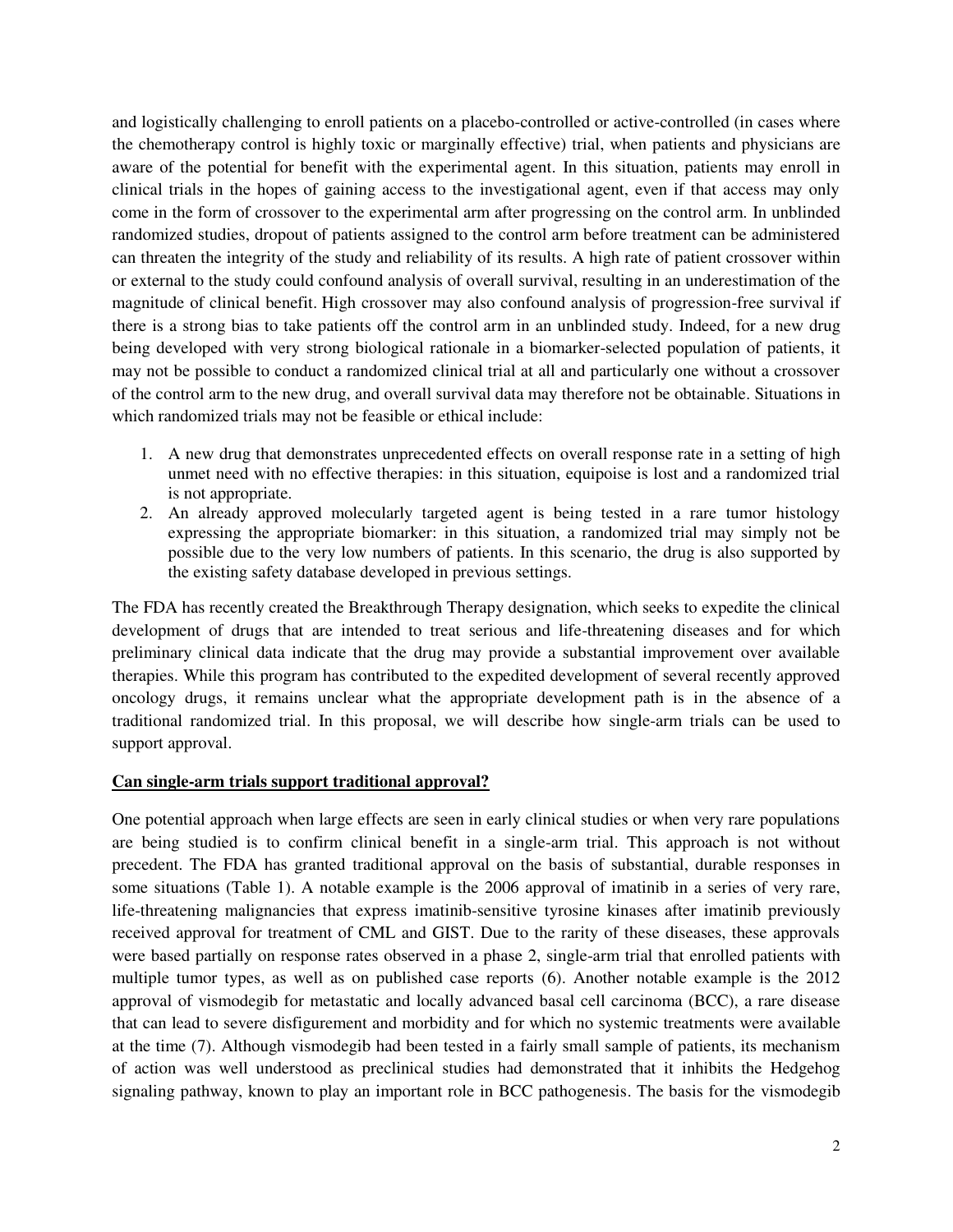and logistically challenging to enroll patients on a placebo-controlled or active-controlled (in cases where the chemotherapy control is highly toxic or marginally effective) trial, when patients and physicians are aware of the potential for benefit with the experimental agent. In this situation, patients may enroll in clinical trials in the hopes of gaining access to the investigational agent, even if that access may only come in the form of crossover to the experimental arm after progressing on the control arm. In unblinded randomized studies, dropout of patients assigned to the control arm before treatment can be administered can threaten the integrity of the study and reliability of its results. A high rate of patient crossover within or external to the study could confound analysis of overall survival, resulting in an underestimation of the magnitude of clinical benefit. High crossover may also confound analysis of progression-free survival if there is a strong bias to take patients off the control arm in an unblinded study. Indeed, for a new drug being developed with very strong biological rationale in a biomarker-selected population of patients, it may not be possible to conduct a randomized clinical trial at all and particularly one without a crossover of the control arm to the new drug, and overall survival data may therefore not be obtainable. Situations in which randomized trials may not be feasible or ethical include:

1. A new drug that demonstrates unprecedented effects on overall response rate in a setting of high unmet need with no effective therapies: in this situation, equipoise is lost and a randomized trial is not appropriate.
2. An already approved molecularly targeted agent is being tested in a rare tumor histology expressing the appropriate biomarker: in this situation, a randomized trial may simply not be possible due to the very low numbers of patients. In this scenario, the drug is also supported by the existing safety database developed in previous settings.

The FDA has recently created the Breakthrough Therapy designation, which seeks to expedite the clinical development of drugs that are intended to treat serious and life-threatening diseases and for which preliminary clinical data indicate that the drug may provide a substantial improvement over available therapies. While this program has contributed to the expedited development of several recently approved oncology drugs, it remains unclear what the appropriate development path is in the absence of a traditional randomized trial. In this proposal, we will describe how single-arm trials can be used to support approval.

**Can single-arm trials support traditional approval?**

One potential approach when large effects are seen in early clinical studies or when very rare populations are being studied is to confirm clinical benefit in a single-arm trial. This approach is not without precedent. The FDA has granted traditional approval on the basis of substantial, durable responses in some situations (Table 1). A notable example is the 2006 approval of imatinib in a series of very rare, life-threatening malignancies that express imatinib-sensitive tyrosine kinases after imatinib previously received approval for treatment of CML and GIST. Due to the rarity of these diseases, these approvals were based partially on response rates observed in a phase 2, single-arm trial that enrolled patients with multiple tumor types, as well as on published case reports (6). Another notable example is the 2012 approval of vismodegib for metastatic and locally advanced basal cell carcinoma (BCC), a rare disease that can lead to severe disfigurement and morbidity and for which no systemic treatments were available at the time (7). Although vismodegib had been tested in a fairly small sample of patients, its mechanism of action was well understood as preclinical studies had demonstrated that it inhibits the Hedgehog signaling pathway, known to play an important role in BCC pathogenesis. The basis for the vismodegib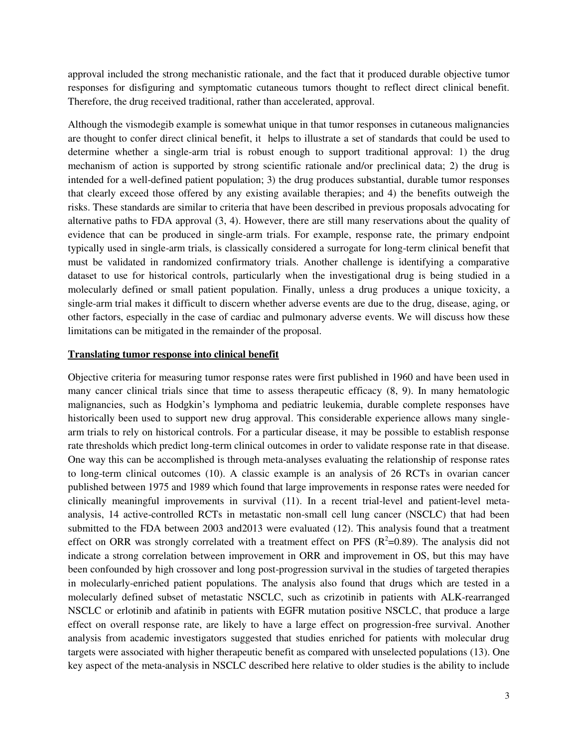approval included the strong mechanistic rationale, and the fact that it produced durable objective tumor responses for disfiguring and symptomatic cutaneous tumors thought to reflect direct clinical benefit. Therefore, the drug received traditional, rather than accelerated, approval.

Although the vismodegib example is somewhat unique in that tumor responses in cutaneous malignancies are thought to confer direct clinical benefit, it helps to illustrate a set of standards that could be used to determine whether a single-arm trial is robust enough to support traditional approval: 1) the drug mechanism of action is supported by strong scientific rationale and/or preclinical data; 2) the drug is intended for a well-defined patient population; 3) the drug produces substantial, durable tumor responses that clearly exceed those offered by any existing available therapies; and 4) the benefits outweigh the risks. These standards are similar to criteria that have been described in previous proposals advocating for alternative paths to FDA approval (3, 4). However, there are still many reservations about the quality of evidence that can be produced in single-arm trials. For example, response rate, the primary endpoint typically used in single-arm trials, is classically considered a surrogate for long-term clinical benefit that must be validated in randomized confirmatory trials. Another challenge is identifying a comparative dataset to use for historical controls, particularly when the investigational drug is being studied in a molecularly defined or small patient population. Finally, unless a drug produces a unique toxicity, a single-arm trial makes it difficult to discern whether adverse events are due to the drug, disease, aging, or other factors, especially in the case of cardiac and pulmonary adverse events. We will discuss how these limitations can be mitigated in the remainder of the proposal.

## Translating tumor response into clinical benefit

Objective criteria for measuring tumor response rates were first published in 1960 and have been used in many cancer clinical trials since that time to assess therapeutic efficacy (8, 9). In many hematologic malignancies, such as Hodgkin's lymphoma and pediatric leukemia, durable complete responses have historically been used to support new drug approval. This considerable experience allows many single-arm trials to rely on historical controls. For a particular disease, it may be possible to establish response rate thresholds which predict long-term clinical outcomes in order to validate response rate in that disease. One way this can be accomplished is through meta-analyses evaluating the relationship of response rates to long-term clinical outcomes (10). A classic example is an analysis of 26 RCTs in ovarian cancer published between 1975 and 1989 which found that large improvements in response rates were needed for clinically meaningful improvements in survival (11). In a recent trial-level and patient-level meta-analysis, 14 active-controlled RCTs in metastatic non-small cell lung cancer (NSCLC) that had been submitted to the FDA between 2003 and2013 were evaluated (12). This analysis found that a treatment effect on ORR was strongly correlated with a treatment effect on PFS ($R^2$=0.89). The analysis did not indicate a strong correlation between improvement in ORR and improvement in OS, but this may have been confounded by high crossover and long post-progression survival in the studies of targeted therapies in molecularly-enriched patient populations. The analysis also found that drugs which are tested in a molecularly defined subset of metastatic NSCLC, such as crizotinib in patients with ALK-rearranged NSCLC or erlotinib and afatinib in patients with EGFR mutation positive NSCLC, that produce a large effect on overall response rate, are likely to have a large effect on progression-free survival. Another analysis from academic investigators suggested that studies enriched for patients with molecular drug targets were associated with higher therapeutic benefit as compared with unselected populations (13). One key aspect of the meta-analysis in NSCLC described here relative to older studies is the ability to include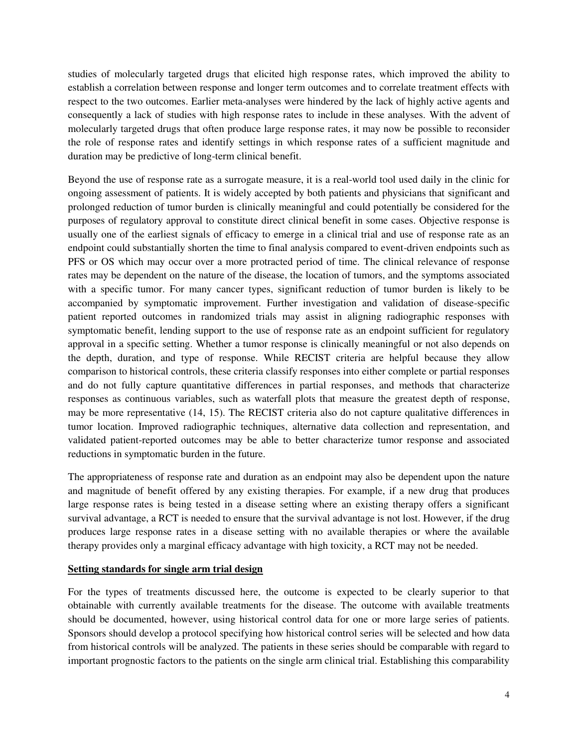studies of molecularly targeted drugs that elicited high response rates, which improved the ability to establish a correlation between response and longer term outcomes and to correlate treatment effects with respect to the two outcomes. Earlier meta-analyses were hindered by the lack of highly active agents and consequently a lack of studies with high response rates to include in these analyses. With the advent of molecularly targeted drugs that often produce large response rates, it may now be possible to reconsider the role of response rates and identify settings in which response rates of a sufficient magnitude and duration may be predictive of long-term clinical benefit.

Beyond the use of response rate as a surrogate measure, it is a real-world tool used daily in the clinic for ongoing assessment of patients. It is widely accepted by both patients and physicians that significant and prolonged reduction of tumor burden is clinically meaningful and could potentially be considered for the purposes of regulatory approval to constitute direct clinical benefit in some cases. Objective response is usually one of the earliest signals of efficacy to emerge in a clinical trial and use of response rate as an endpoint could substantially shorten the time to final analysis compared to event-driven endpoints such as PFS or OS which may occur over a more protracted period of time. The clinical relevance of response rates may be dependent on the nature of the disease, the location of tumors, and the symptoms associated with a specific tumor. For many cancer types, significant reduction of tumor burden is likely to be accompanied by symptomatic improvement. Further investigation and validation of disease-specific patient reported outcomes in randomized trials may assist in aligning radiographic responses with symptomatic benefit, lending support to the use of response rate as an endpoint sufficient for regulatory approval in a specific setting. Whether a tumor response is clinically meaningful or not also depends on the depth, duration, and type of response. While RECIST criteria are helpful because they allow comparison to historical controls, these criteria classify responses into either complete or partial responses and do not fully capture quantitative differences in partial responses, and methods that characterize responses as continuous variables, such as waterfall plots that measure the greatest depth of response, may be more representative (14, 15). The RECIST criteria also do not capture qualitative differences in tumor location. Improved radiographic techniques, alternative data collection and representation, and validated patient-reported outcomes may be able to better characterize tumor response and associated reductions in symptomatic burden in the future.

The appropriateness of response rate and duration as an endpoint may also be dependent upon the nature and magnitude of benefit offered by any existing therapies. For example, if a new drug that produces large response rates is being tested in a disease setting where an existing therapy offers a significant survival advantage, a RCT is needed to ensure that the survival advantage is not lost. However, if the drug produces large response rates in a disease setting with no available therapies or where the available therapy provides only a marginal efficacy advantage with high toxicity, a RCT may not be needed.

## Setting standards for single arm trial design

For the types of treatments discussed here, the outcome is expected to be clearly superior to that obtainable with currently available treatments for the disease. The outcome with available treatments should be documented, however, using historical control data for one or more large series of patients. Sponsors should develop a protocol specifying how historical control series will be selected and how data from historical controls will be analyzed. The patients in these series should be comparable with regard to important prognostic factors to the patients on the single arm clinical trial. Establishing this comparability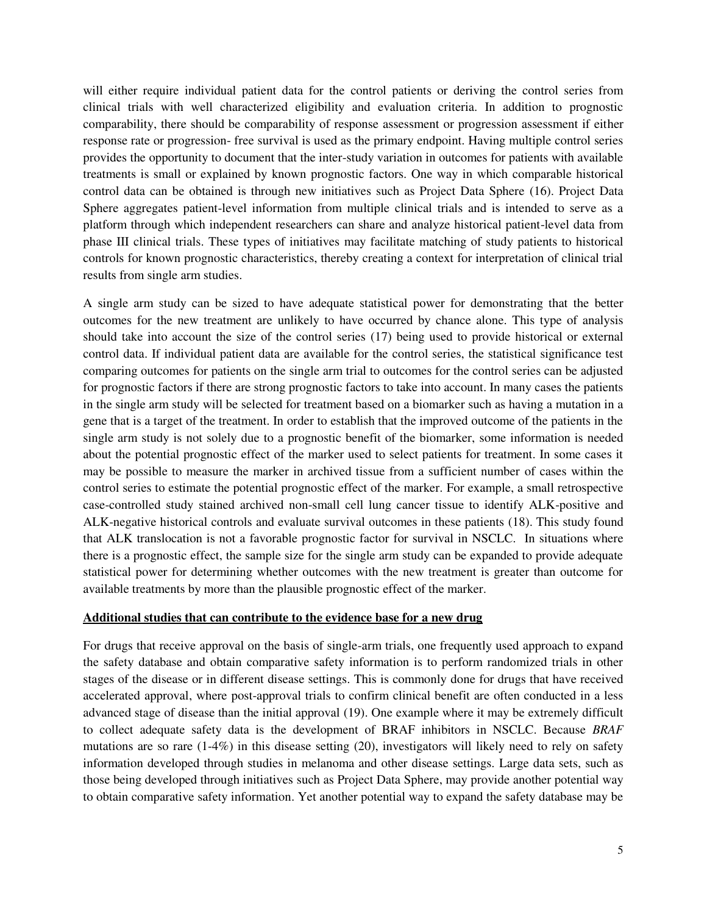will either require individual patient data for the control patients or deriving the control series from clinical trials with well characterized eligibility and evaluation criteria. In addition to prognostic comparability, there should be comparability of response assessment or progression assessment if either response rate or progression- free survival is used as the primary endpoint. Having multiple control series provides the opportunity to document that the inter-study variation in outcomes for patients with available treatments is small or explained by known prognostic factors. One way in which comparable historical control data can be obtained is through new initiatives such as Project Data Sphere (16). Project Data Sphere aggregates patient-level information from multiple clinical trials and is intended to serve as a platform through which independent researchers can share and analyze historical patient-level data from phase III clinical trials. These types of initiatives may facilitate matching of study patients to historical controls for known prognostic characteristics, thereby creating a context for interpretation of clinical trial results from single arm studies.

A single arm study can be sized to have adequate statistical power for demonstrating that the better outcomes for the new treatment are unlikely to have occurred by chance alone. This type of analysis should take into account the size of the control series (17) being used to provide historical or external control data. If individual patient data are available for the control series, the statistical significance test comparing outcomes for patients on the single arm trial to outcomes for the control series can be adjusted for prognostic factors if there are strong prognostic factors to take into account. In many cases the patients in the single arm study will be selected for treatment based on a biomarker such as having a mutation in a gene that is a target of the treatment. In order to establish that the improved outcome of the patients in the single arm study is not solely due to a prognostic benefit of the biomarker, some information is needed about the potential prognostic effect of the marker used to select patients for treatment. In some cases it may be possible to measure the marker in archived tissue from a sufficient number of cases within the control series to estimate the potential prognostic effect of the marker. For example, a small retrospective case-controlled study stained archived non-small cell lung cancer tissue to identify ALK-positive and ALK-negative historical controls and evaluate survival outcomes in these patients (18). This study found that ALK translocation is not a favorable prognostic factor for survival in NSCLC. In situations where there is a prognostic effect, the sample size for the single arm study can be expanded to provide adequate statistical power for determining whether outcomes with the new treatment is greater than outcome for available treatments by more than the plausible prognostic effect of the marker.

**Additional studies that can contribute to the evidence base for a new drug**

For drugs that receive approval on the basis of single-arm trials, one frequently used approach to expand the safety database and obtain comparative safety information is to perform randomized trials in other stages of the disease or in different disease settings. This is commonly done for drugs that have received accelerated approval, where post-approval trials to confirm clinical benefit are often conducted in a less advanced stage of disease than the initial approval (19). One example where it may be extremely difficult to collect adequate safety data is the development of BRAF inhibitors in NSCLC. Because *BRAF* mutations are so rare (1-4%) in this disease setting (20), investigators will likely need to rely on safety information developed through studies in melanoma and other disease settings. Large data sets, such as those being developed through initiatives such as Project Data Sphere, may provide another potential way to obtain comparative safety information. Yet another potential way to expand the safety database may be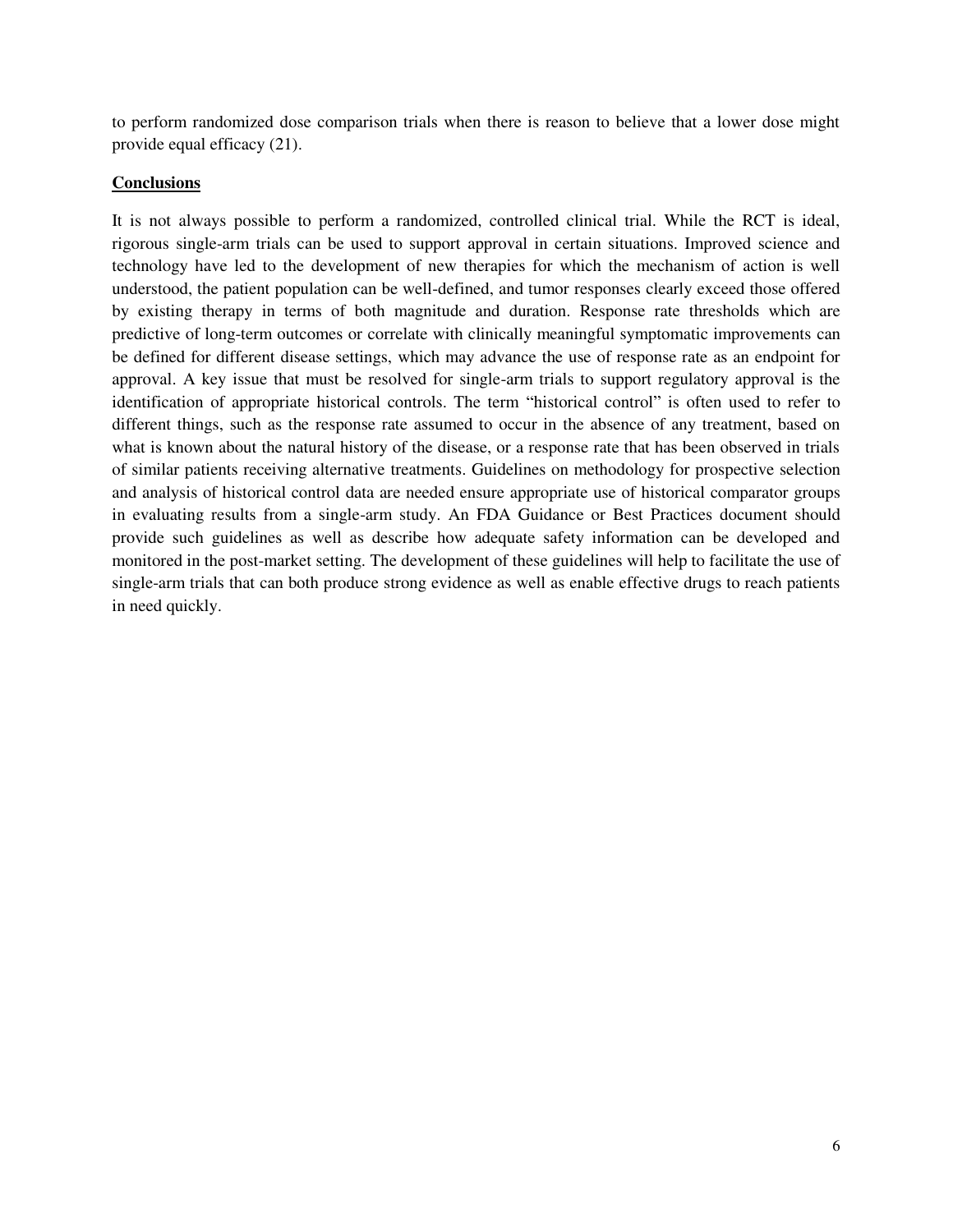to perform randomized dose comparison trials when there is reason to believe that a lower dose might provide equal efficacy (21).

## Conclusions

It is not always possible to perform a randomized, controlled clinical trial. While the RCT is ideal, rigorous single-arm trials can be used to support approval in certain situations. Improved science and technology have led to the development of new therapies for which the mechanism of action is well understood, the patient population can be well-defined, and tumor responses clearly exceed those offered by existing therapy in terms of both magnitude and duration. Response rate thresholds which are predictive of long-term outcomes or correlate with clinically meaningful symptomatic improvements can be defined for different disease settings, which may advance the use of response rate as an endpoint for approval. A key issue that must be resolved for single-arm trials to support regulatory approval is the identification of appropriate historical controls. The term "historical control" is often used to refer to different things, such as the response rate assumed to occur in the absence of any treatment, based on what is known about the natural history of the disease, or a response rate that has been observed in trials of similar patients receiving alternative treatments. Guidelines on methodology for prospective selection and analysis of historical control data are needed ensure appropriate use of historical comparator groups in evaluating results from a single-arm study. An FDA Guidance or Best Practices document should provide such guidelines as well as describe how adequate safety information can be developed and monitored in the post-market setting. The development of these guidelines will help to facilitate the use of single-arm trials that can both produce strong evidence as well as enable effective drugs to reach patients in need quickly.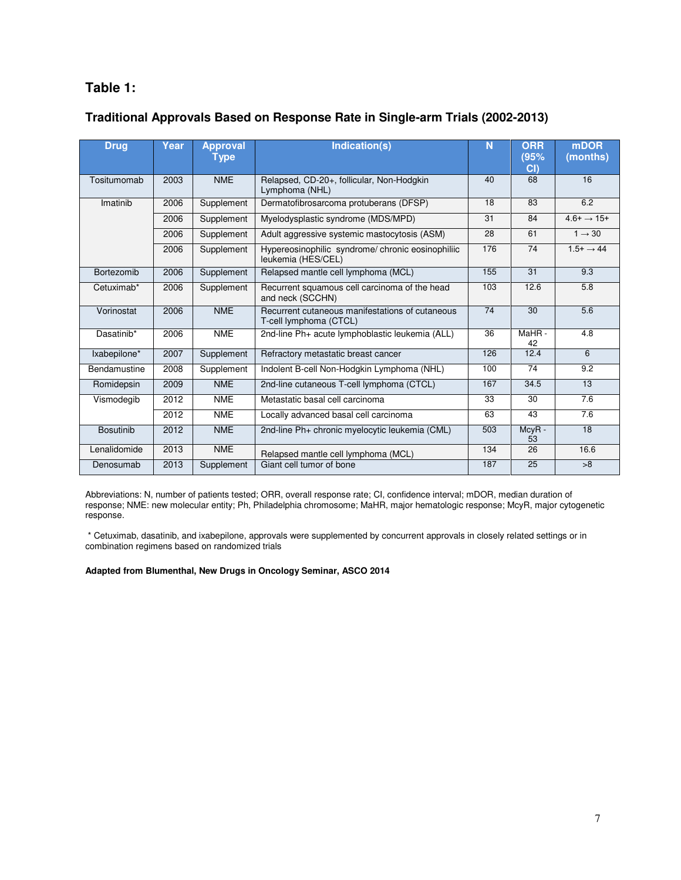## Table 1:

### Traditional Approvals Based on Response Rate in Single-arm Trials (2002-2013)

| Drug | Year | Approval Type | Indication(s) | N | ORR (95% CI) | mDOR (months) |
|---|---|---|---|---|---|---|
| Tositumomab | 2003 | NME | Relapsed, CD-20+, follicular, Non-Hodgkin Lymphoma (NHL) | 40 | 68 | 16 |
| Imatinib | 2006 | Supplement | Dermatofibrosarcoma protuberans (DFSP) | 18 | 83 | 6.2 |
| | 2006 | Supplement | Myelodysplastic syndrome (MDS/MPD) | 31 | 84 | 4.6+ → 15+ |
| | 2006 | Supplement | Adult aggressive systemic mastocytosis (ASM) | 28 | 61 | 1 → 30 |
| | 2006 | Supplement | Hypereosinophilic syndrome/ chronic eosinophiliic leukemia (HES/CEL) | 176 | 74 | 1.5+ → 44 |
| Bortezomib | 2006 | Supplement | Relapsed mantle cell lymphoma (MCL) | 155 | 31 | 9.3 |
| Cetuximab* | 2006 | Supplement | Recurrent squamous cell carcinoma of the head and neck (SCCHN) | 103 | 12.6 | 5.8 |
| Vorinostat | 2006 | NME | Recurrent cutaneous manifestations of cutaneous T-cell lymphoma (CTCL) | 74 | 30 | 5.6 |
| Dasatinib* | 2006 | NME | 2nd-line Ph+ acute lymphoblastic leukemia (ALL) | 36 | MaHR - 42 | 4.8 |
| Ixabepilone* | 2007 | Supplement | Refractory metastatic breast cancer | 126 | 12.4 | 6 |
| Bendamustine | 2008 | Supplement | Indolent B-cell Non-Hodgkin Lymphoma (NHL) | 100 | 74 | 9.2 |
| Romidepsin | 2009 | NME | 2nd-line cutaneous T-cell lymphoma (CTCL) | 167 | 34.5 | 13 |
| Vismodegib | 2012 | NME | Metastatic basal cell carcinoma | 33 | 30 | 7.6 |
| | 2012 | NME | Locally advanced basal cell carcinoma | 63 | 43 | 7.6 |
| Bosutinib | 2012 | NME | 2nd-line Ph+ chronic myelocytic leukemia (CML) | 503 | McyR - 53 | 18 |
| Lenalidomide | 2013 | NME | Relapsed mantle cell lymphoma (MCL) | 134 | 26 | 16.6 |
| Denosumab | 2013 | Supplement | Giant cell tumor of bone | 187 | 25 | >8 |

Abbreviations: N, number of patients tested; ORR, overall response rate; CI, confidence interval; mDOR, median duration of response; NME: new molecular entity; Ph, Philadelphia chromosome; MaHR, major hematologic response; McyR, major cytogenetic response.

* Cetuximab, dasatinib, and ixabepilone, approvals were supplemented by concurrent approvals in closely related settings or in combination regimens based on randomized trials

**Adapted from Blumenthal, New Drugs in Oncology Seminar, ASCO 2014**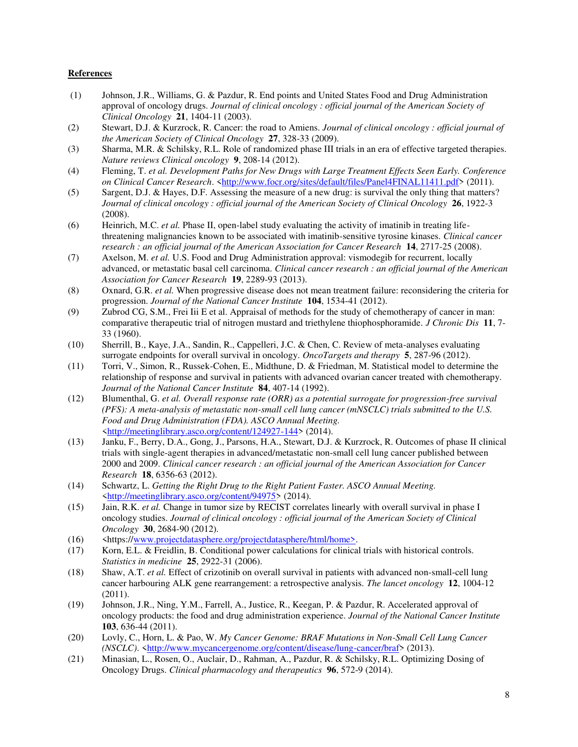**References**

(1) Johnson, J.R., Williams, G. & Pazdur, R. End points and United States Food and Drug Administration approval of oncology drugs. *Journal of clinical oncology : official journal of the American Society of Clinical Oncology* **21**, 1404-11 (2003).

(2) Stewart, D.J. & Kurzrock, R. Cancer: the road to Amiens. *Journal of clinical oncology : official journal of the American Society of Clinical Oncology* **27**, 328-33 (2009).

(3) Sharma, M.R. & Schilsky, R.L. Role of randomized phase III trials in an era of effective targeted therapies. *Nature reviews Clinical oncology* **9**, 208-14 (2012).

(4) Fleming, T. *et al. Development Paths for New Drugs with Large Treatment Effects Seen Early. Conference on Clinical Cancer Research*. <http://www.focr.org/sites/default/files/Panel4FINAL11411.pdf> (2011).

(5) Sargent, D.J. & Hayes, D.F. Assessing the measure of a new drug: is survival the only thing that matters? *Journal of clinical oncology : official journal of the American Society of Clinical Oncology* **26**, 1922-3 (2008).

(6) Heinrich, M.C. *et al.* Phase II, open-label study evaluating the activity of imatinib in treating life-threatening malignancies known to be associated with imatinib-sensitive tyrosine kinases. *Clinical cancer research : an official journal of the American Association for Cancer Research* **14**, 2717-25 (2008).

(7) Axelson, M. *et al.* U.S. Food and Drug Administration approval: vismodegib for recurrent, locally advanced, or metastatic basal cell carcinoma. *Clinical cancer research : an official journal of the American Association for Cancer Research* **19**, 2289-93 (2013).

(8) Oxnard, G.R. *et al.* When progressive disease does not mean treatment failure: reconsidering the criteria for progression. *Journal of the National Cancer Institute* **104**, 1534-41 (2012).

(9) Zubrod CG, S.M., Frei Iii E et al. Appraisal of methods for the study of chemotherapy of cancer in man: comparative therapeutic trial of nitrogen mustard and triethylene thiophosphoramide. *J Chronic Dis* **11**, 7-33 (1960).

(10) Sherrill, B., Kaye, J.A., Sandin, R., Cappelleri, J.C. & Chen, C. Review of meta-analyses evaluating surrogate endpoints for overall survival in oncology. *OncoTargets and therapy* **5**, 287-96 (2012).

(11) Torri, V., Simon, R., Russek-Cohen, E., Midthune, D. & Friedman, M. Statistical model to determine the relationship of response and survival in patients with advanced ovarian cancer treated with chemotherapy. *Journal of the National Cancer Institute* **84**, 407-14 (1992).

(12) Blumenthal, G. *et al. Overall response rate (ORR) as a potential surrogate for progression-free survival (PFS): A meta-analysis of metastatic non-small cell lung cancer (mNSCLC) trials submitted to the U.S. Food and Drug Administration (FDA). ASCO Annual Meeting.* <http://meetinglibrary.asco.org/content/124927-144> (2014).

(13) Janku, F., Berry, D.A., Gong, J., Parsons, H.A., Stewart, D.J. & Kurzrock, R. Outcomes of phase II clinical trials with single-agent therapies in advanced/metastatic non-small cell lung cancer published between 2000 and 2009. *Clinical cancer research : an official journal of the American Association for Cancer Research* **18**, 6356-63 (2012).

(14) Schwartz, L. *Getting the Right Drug to the Right Patient Faster. ASCO Annual Meeting.* <http://meetinglibrary.asco.org/content/94975> (2014).

(15) Jain, R.K. *et al.* Change in tumor size by RECIST correlates linearly with overall survival in phase I oncology studies. *Journal of clinical oncology : official journal of the American Society of Clinical Oncology* **30**, 2684-90 (2012).

(16) <https://www.projectdatasphere.org/projectdatasphere/html/home>.

(17) Korn, E.L. & Freidlin, B. Conditional power calculations for clinical trials with historical controls. *Statistics in medicine* **25**, 2922-31 (2006).

(18) Shaw, A.T. *et al.* Effect of crizotinib on overall survival in patients with advanced non-small-cell lung cancer harbouring ALK gene rearrangement: a retrospective analysis. *The lancet oncology* **12**, 1004-12 (2011).

(19) Johnson, J.R., Ning, Y.M., Farrell, A., Justice, R., Keegan, P. & Pazdur, R. Accelerated approval of oncology products: the food and drug administration experience. *Journal of the National Cancer Institute* **103**, 636-44 (2011).

(20) Lovly, C., Horn, L. & Pao, W. *My Cancer Genome: BRAF Mutations in Non-Small Cell Lung Cancer (NSCLC).* <http://www.mycancergenome.org/content/disease/lung-cancer/braf> (2013).

(21) Minasian, L., Rosen, O., Auclair, D., Rahman, A., Pazdur, R. & Schilsky, R.L. Optimizing Dosing of Oncology Drugs. *Clinical pharmacology and therapeutics* **96**, 572-9 (2014).